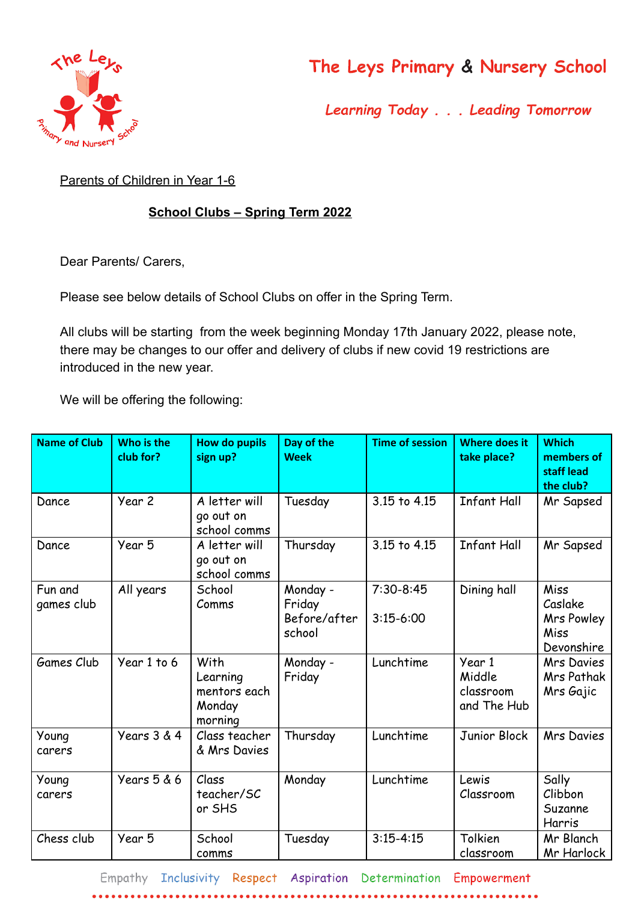# The Leys Primary & Nursery School

*Learning Today . . . Leading Tomorrow*

Parents of Children in Year 1-6

**School Clubs – Spring Term 2022**

Dear Parents/ Carers,

Please see below details of School Clubs on offer in the Spring Term.

All clubs will be starting from the week beginning Monday 17th January 2022, please note, there may be changes to our offer and delivery of clubs if new covid 19 restrictions are introduced in the new year.

We will be offering the following:

| Name of Club | Who is the club for? | How do pupils sign up? | Day of the Week | Time of session | Where does it take place? | Which members of staff lead the club? |
|---|---|---|---|---|---|---|
| Dance | Year 2 | A letter will go out on school comms | Tuesday | 3.15 to 4.15 | Infant Hall | Mr Sapsed |
| Dance | Year 5 | A letter will go out on school comms | Thursday | 3.15 to 4.15 | Infant Hall | Mr Sapsed |
| Fun and games club | All years | School Comms | Monday - Friday Before/after school | 7:30-8:45<br>3:15-6:00 | Dining hall | Miss Caslake Mrs Powley Miss Devonshire |
| Games Club | Year 1 to 6 | With Learning mentors each Monday morning | Monday - Friday | Lunchtime | Year 1 Middle classroom and The Hub | Mrs Davies Mrs Pathak Mrs Gajic |
| Young carers | Years 3 & 4 | Class teacher & Mrs Davies | Thursday | Lunchtime | Junior Block | Mrs Davies |
| Young carers | Years 5 & 6 | Class teacher/SC or SHS | Monday | Lunchtime | Lewis Classroom | Sally Clibbon Suzanne Harris |
| Chess club | Year 5 | School comms | Tuesday | 3:15-4:15 | Tolkien classroom | Mr Blanch Mr Harlock |

Empathy Inclusivity Respect Aspiration Determination Empowerment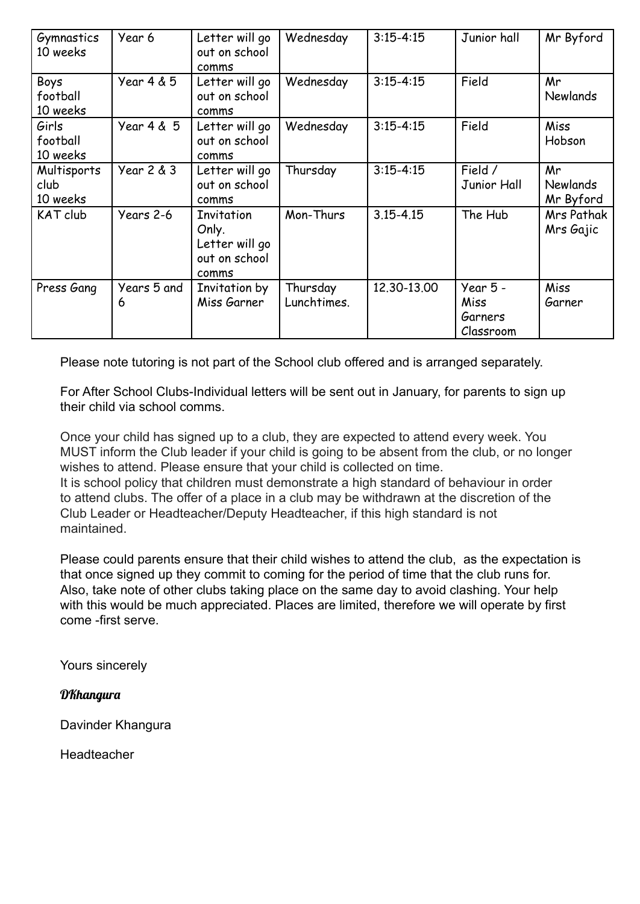| | | | | | | |
|---|---|---|---|---|---|---|
| Gymnastics 10 weeks | Year 6 | Letter will go out on school comms | Wednesday | 3:15-4:15 | Junior hall | Mr Byford |
| Boys football 10 weeks | Year 4 & 5 | Letter will go out on school comms | Wednesday | 3:15-4:15 | Field | Mr Newlands |
| Girls football 10 weeks | Year 4 & 5 | Letter will go out on school comms | Wednesday | 3:15-4:15 | Field | Miss Hobson |
| Multisports club 10 weeks | Year 2 & 3 | Letter will go out on school comms | Thursday | 3:15-4:15 | Field / Junior Hall | Mr Newlands Mr Byford |
| KAT club | Years 2-6 | Invitation Only. Letter will go out on school comms | Mon-Thurs | 3.15-4.15 | The Hub | Mrs Pathak Mrs Gajic |
| Press Gang | Years 5 and 6 | Invitation by Miss Garner | Thursday Lunchtimes. | 12.30-13.00 | Year 5 - Miss Garners Classroom | Miss Garner |

Please note tutoring is not part of the School club offered and is arranged separately.

For After School Clubs-Individual letters will be sent out in January, for parents to sign up their child via school comms.

Once your child has signed up to a club, they are expected to attend every week. You MUST inform the Club leader if your child is going to be absent from the club, or no longer wishes to attend. Please ensure that your child is collected on time.
It is school policy that children must demonstrate a high standard of behaviour in order to attend clubs. The offer of a place in a club may be withdrawn at the discretion of the Club Leader or Headteacher/Deputy Headteacher, if this high standard is not maintained.

Please could parents ensure that their child wishes to attend the club, as the expectation is that once signed up they commit to coming for the period of time that the club runs for. Also, take note of other clubs taking place on the same day to avoid clashing. Your help with this would be much appreciated. Places are limited, therefore we will operate by first come -first serve.

Yours sincerely

*DKhangura*

Davinder Khangura

Headteacher